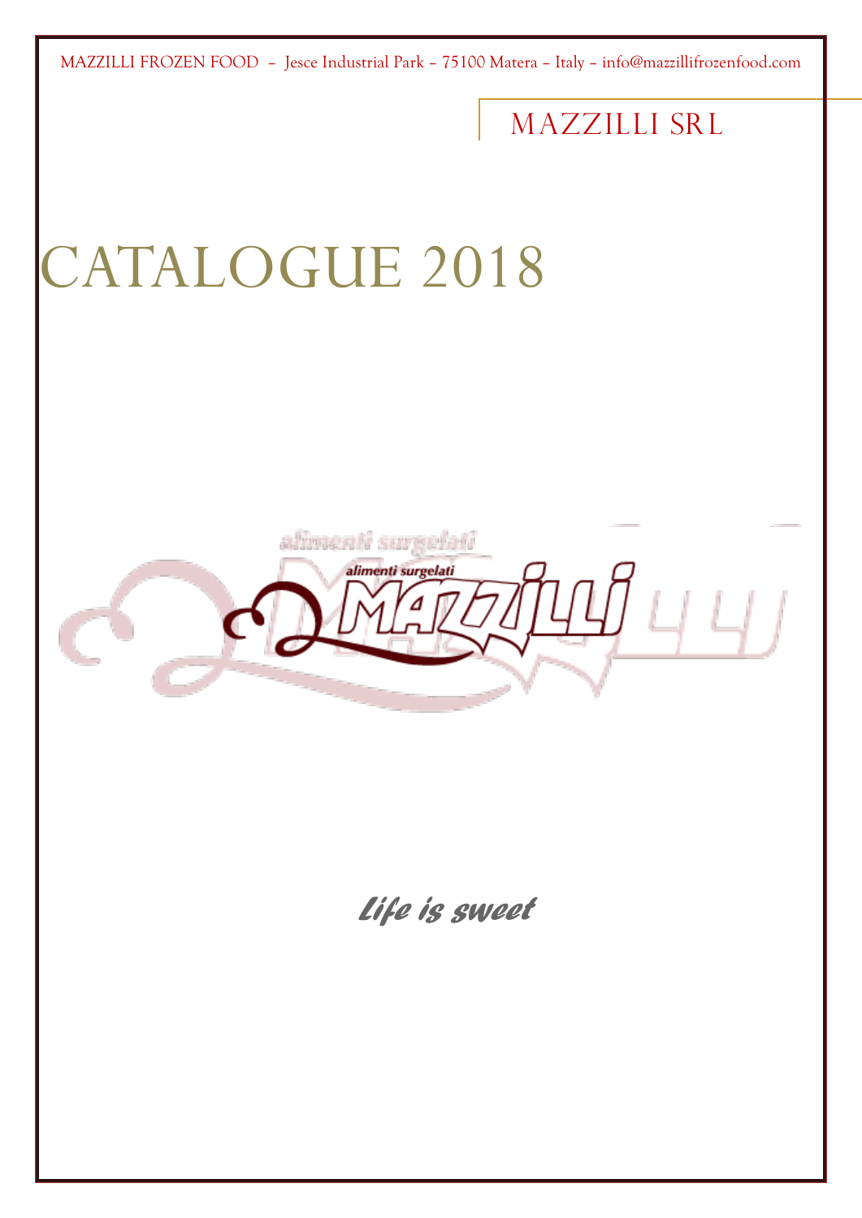MAZZILLI FROZEN FOOD – Jesce Industrial Park – 75100 Matera – Italy – info@mazzillifrozenfood.com

MAZZILLI SRL

# CATALOGUE 2018

alimenti surgelati

MAZZILLI

*Life is sweet*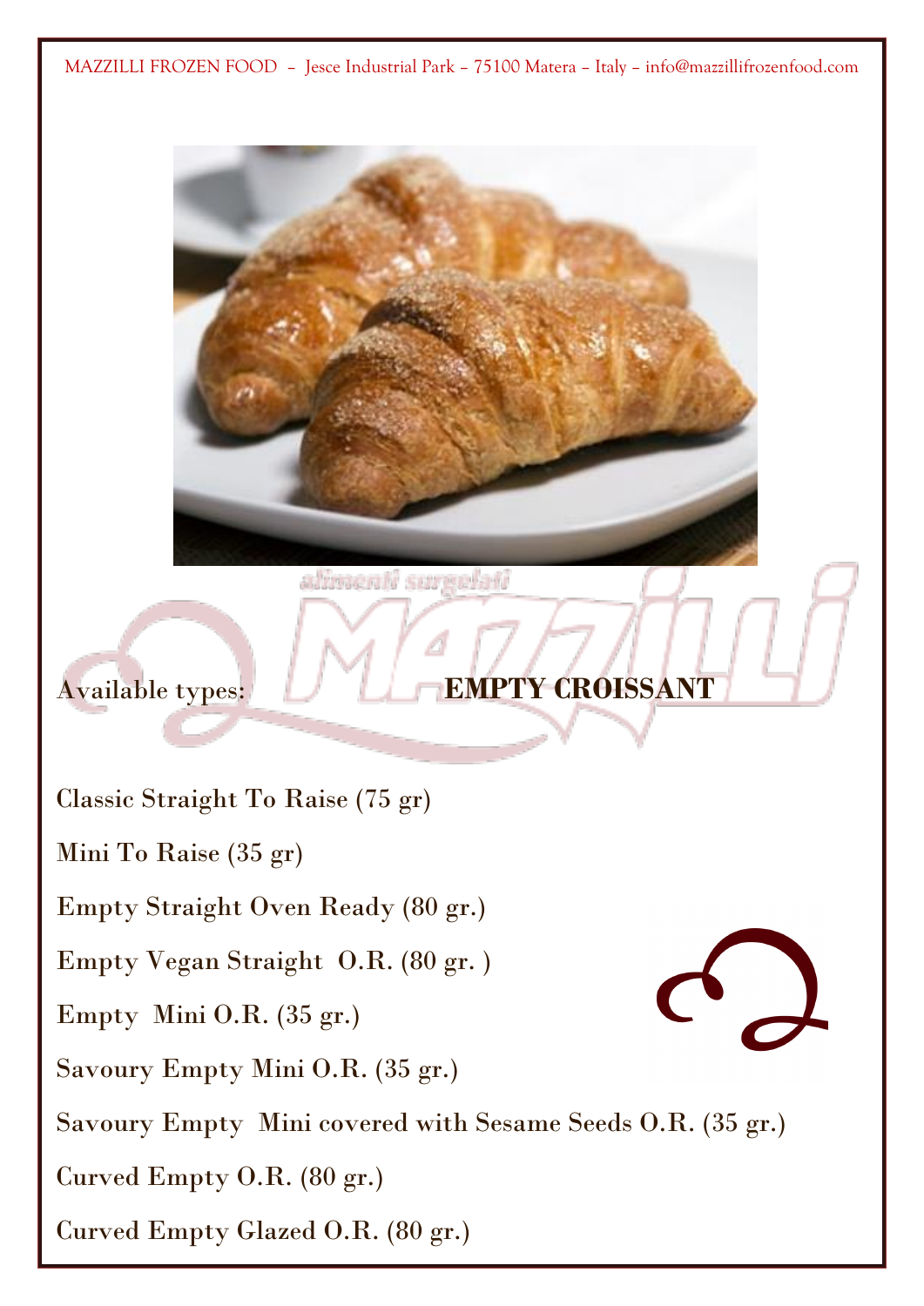Available types: **EMPTY CROISSANT**

Classic Straight To Raise (75 gr)

Mini To Raise (35 gr)

Empty Straight Oven Ready (80 gr.)

Empty Vegan Straight O.R. (80 gr. )

Empty Mini O.R. (35 gr.)

Savoury Empty Mini O.R. (35 gr.)

Savoury Empty Mini covered with Sesame Seeds O.R. (35 gr.)

Curved Empty O.R. (80 gr.)

Curved Empty Glazed O.R. (80 gr.)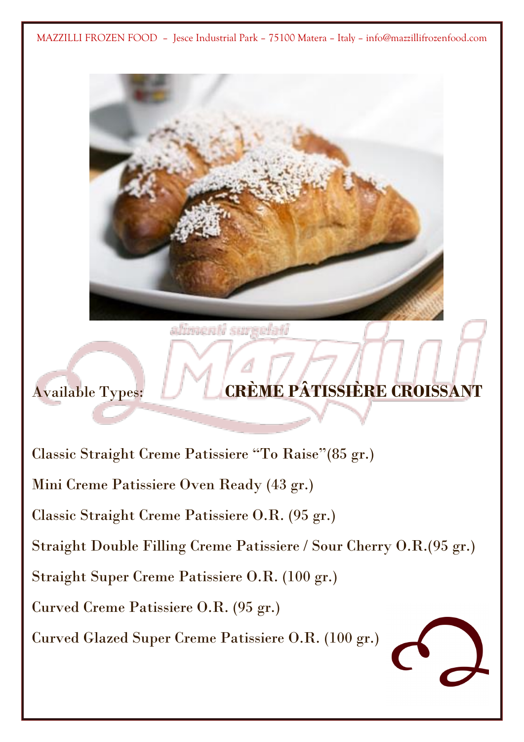Available Types: **CRÈME PÂTISSIÈRE CROISSANT**

Classic Straight Creme Patissiere “To Raise”(85 gr.)

Mini Creme Patissiere Oven Ready (43 gr.)

Classic Straight Creme Patissiere O.R. (95 gr.)

Straight Double Filling Creme Patissiere / Sour Cherry O.R.(95 gr.)

Straight Super Creme Patissiere O.R. (100 gr.)

Curved Creme Patissiere O.R. (95 gr.)

Curved Glazed Super Creme Patissiere O.R. (100 gr.)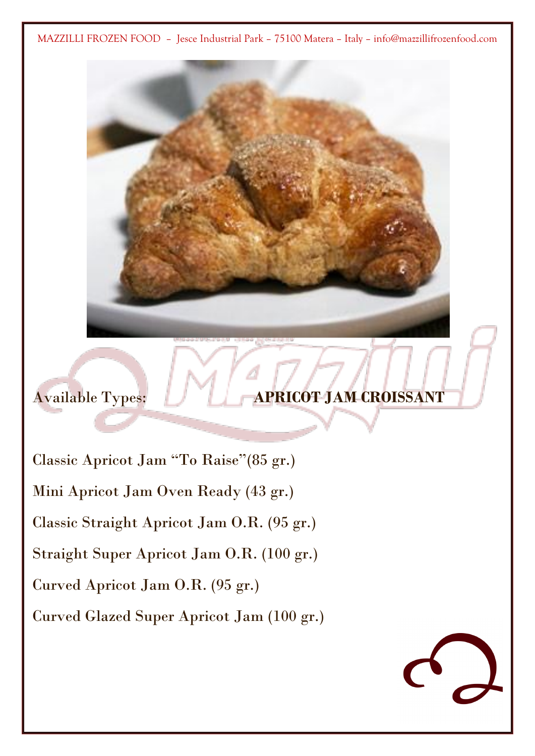Available Types: **APRICOT JAM CROISSANT**

Classic Apricot Jam “To Raise”(85 gr.)

Mini Apricot Jam Oven Ready (43 gr.)

Classic Straight Apricot Jam O.R. (95 gr.)

Straight Super Apricot Jam O.R. (100 gr.)

Curved Apricot Jam O.R. (95 gr.)

Curved Glazed Super Apricot Jam (100 gr.)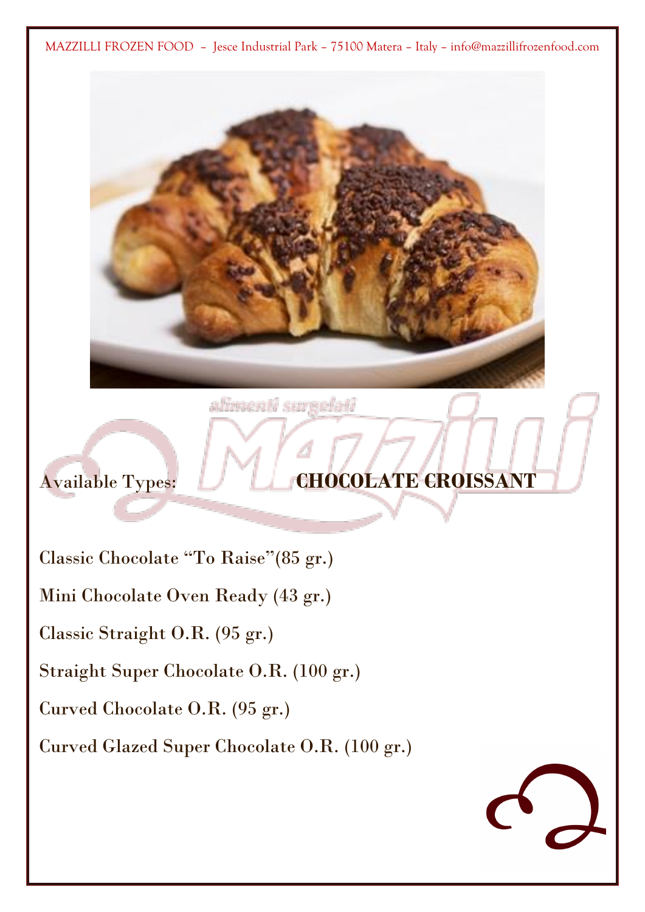MAZZILLI FROZEN FOOD – Jesce Industrial Park – 75100 Matera – Italy – info@mazzillifrozenfood.com

Available Types: **CHOCOLATE CROISSANT**

Classic Chocolate "To Raise"(85 gr.)

Mini Chocolate Oven Ready (43 gr.)

Classic Straight O.R. (95 gr.)

Straight Super Chocolate O.R. (100 gr.)

Curved Chocolate O.R. (95 gr.)

Curved Glazed Super Chocolate O.R. (100 gr.)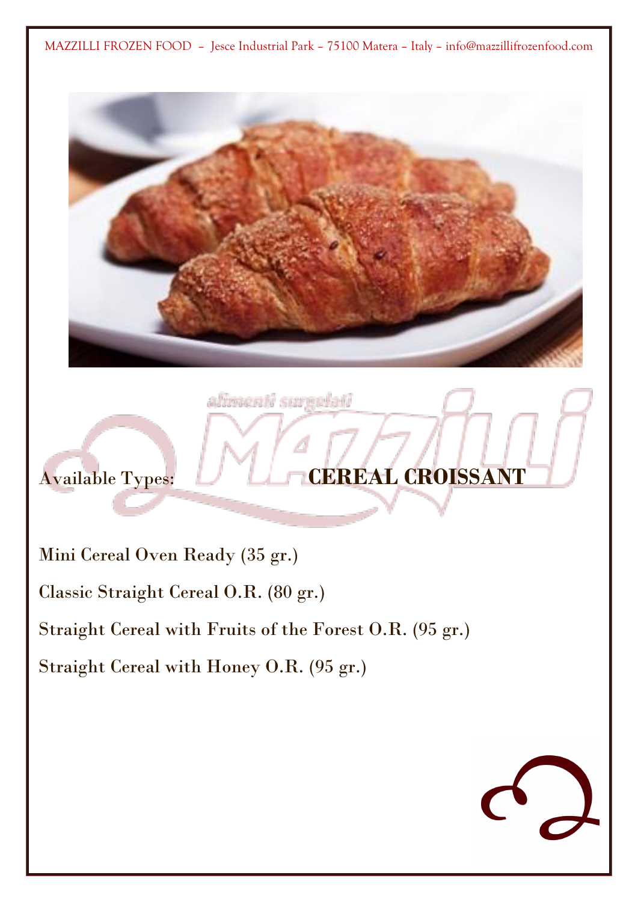MAZZILLI FROZEN FOOD – Jesce Industrial Park – 75100 Matera – Italy – info@mazzillifrozenfood.com

Available Types: **CEREAL CROISSANT**

Mini Cereal Oven Ready (35 gr.)

Classic Straight Cereal O.R. (80 gr.)

Straight Cereal with Fruits of the Forest O.R. (95 gr.)

Straight Cereal with Honey O.R. (95 gr.)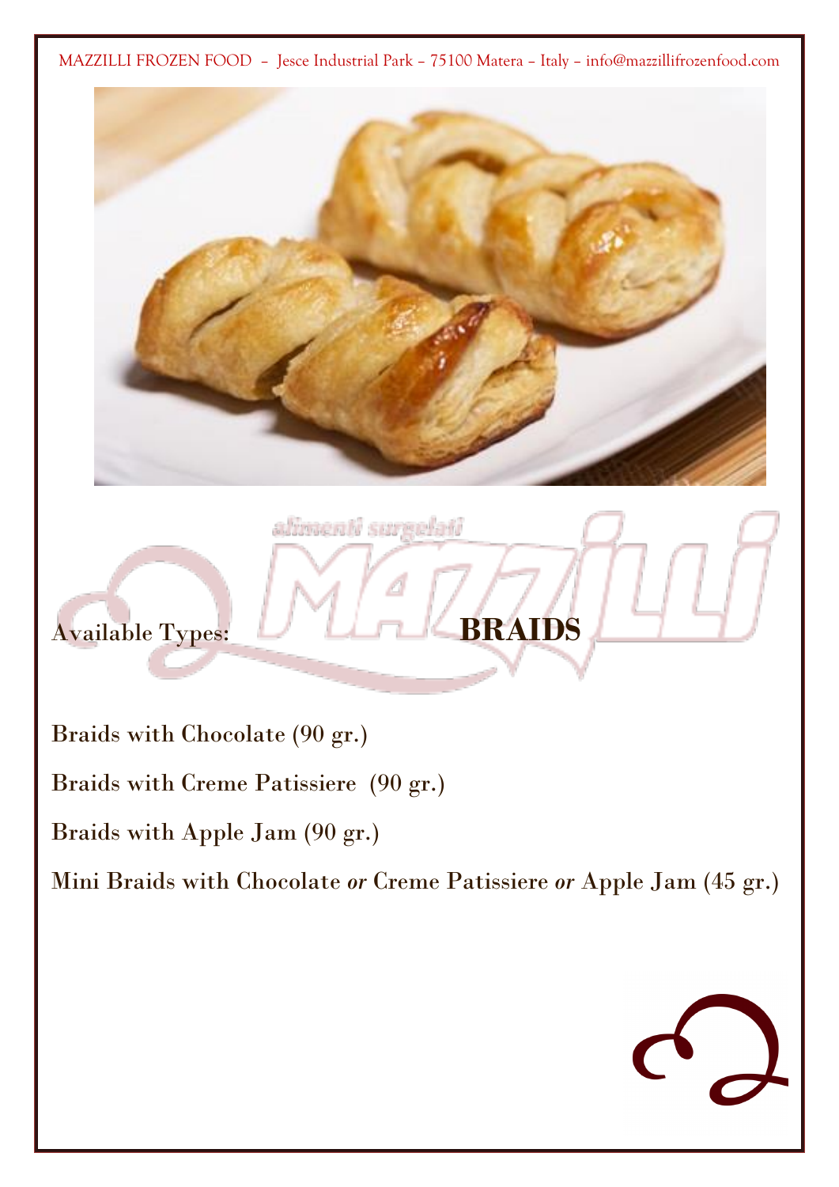Available Types: **BRAIDS**

Braids with Chocolate (90 gr.)

Braids with Creme Patissiere (90 gr.)

Braids with Apple Jam (90 gr.)

Mini Braids with Chocolate *or* Creme Patissiere *or* Apple Jam (45 gr.)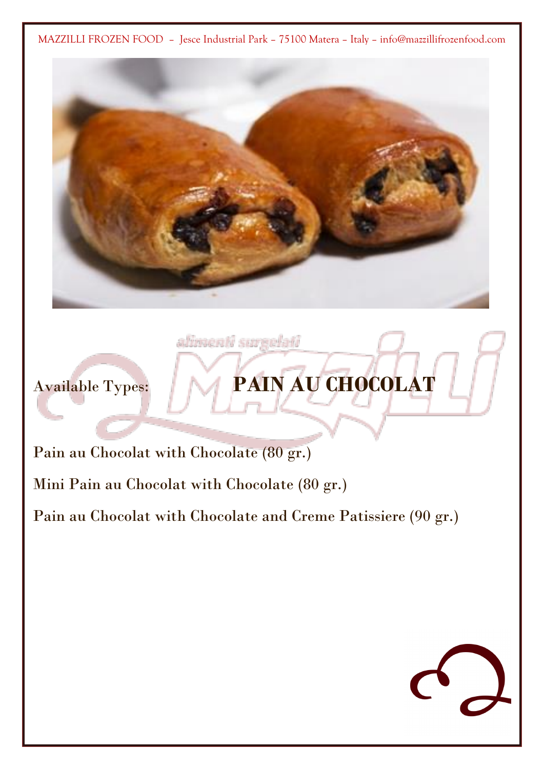# PAIN AU CHOCOLAT

Available Types:

Pain au Chocolat with Chocolate (80 gr.)

Mini Pain au Chocolat with Chocolate (80 gr.)

Pain au Chocolat with Chocolate and Creme Patissiere (90 gr.)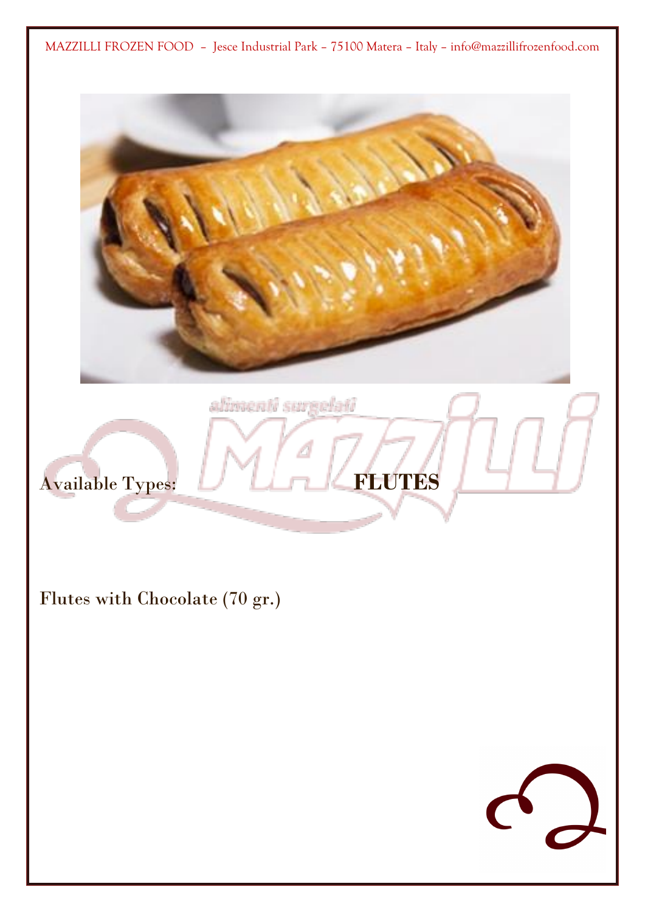Available Types: **FLUTES**

Flutes with Chocolate (70 gr.)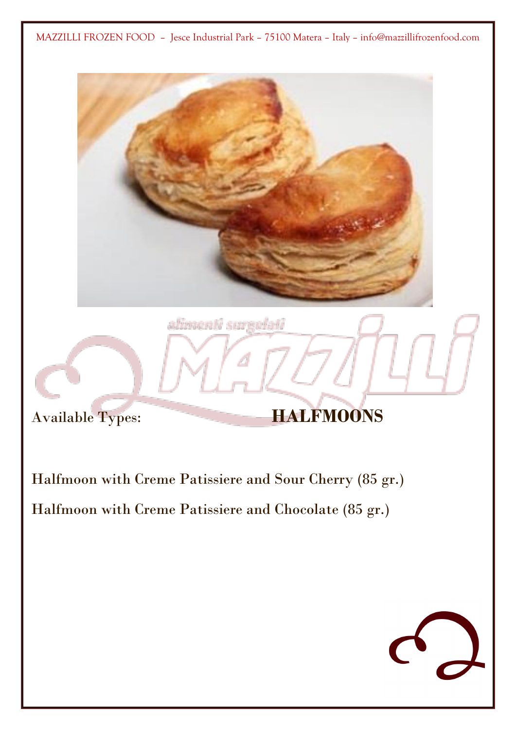Available Types: **HALFMOONS**

Halfmoon with Creme Patissiere and Sour Cherry (85 gr.)

Halfmoon with Creme Patissiere and Chocolate (85 gr.)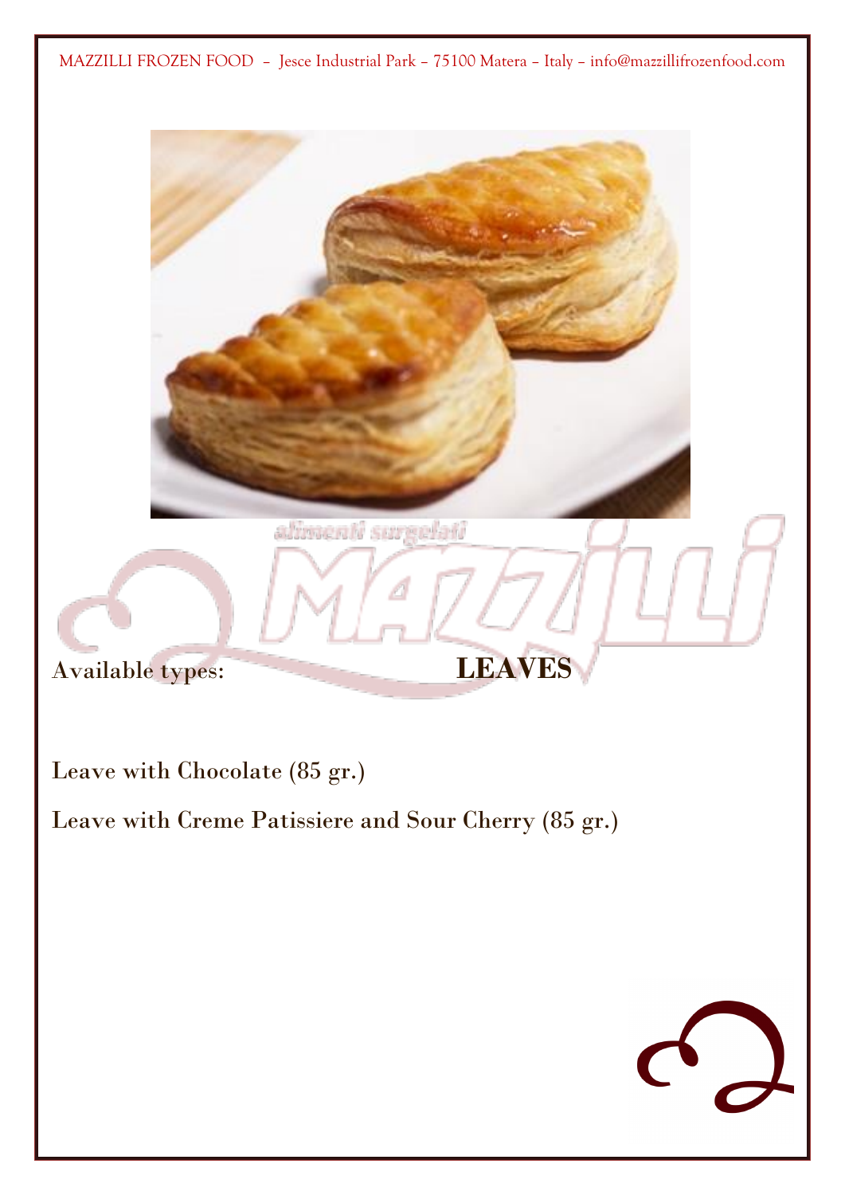Available types: **LEAVES**

Leave with Chocolate (85 gr.)

Leave with Creme Patissiere and Sour Cherry (85 gr.)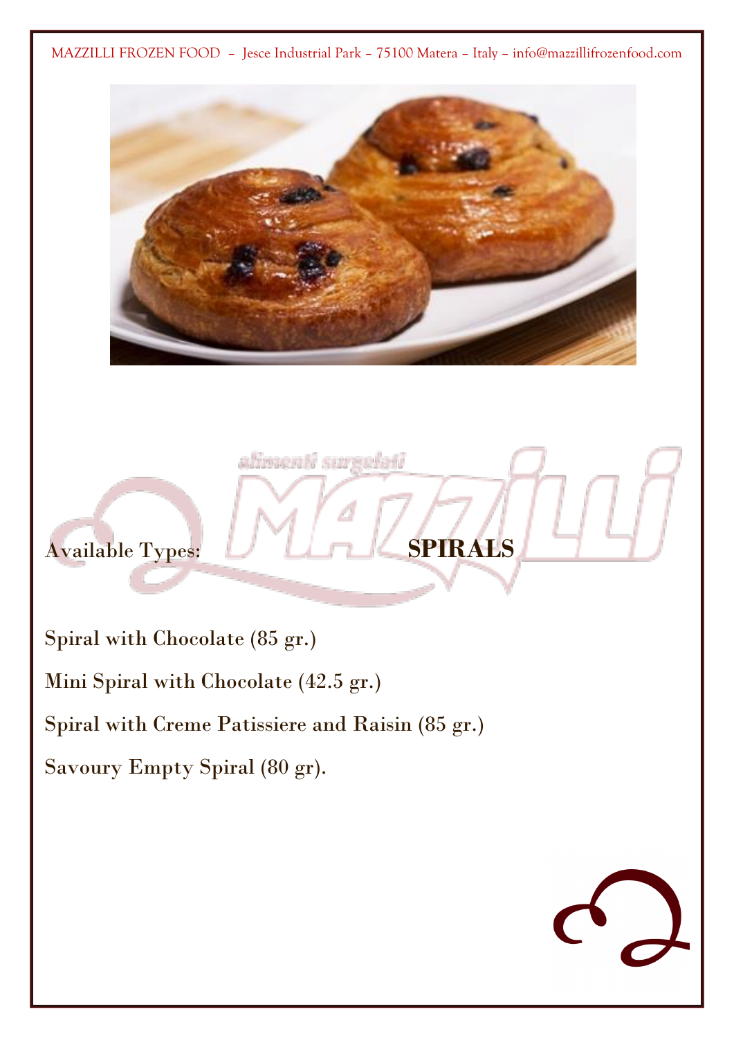Available Types: **SPIRALS**

Spiral with Chocolate (85 gr.)

Mini Spiral with Chocolate (42.5 gr.)

Spiral with Creme Patissiere and Raisin (85 gr.)

Savoury Empty Spiral (80 gr).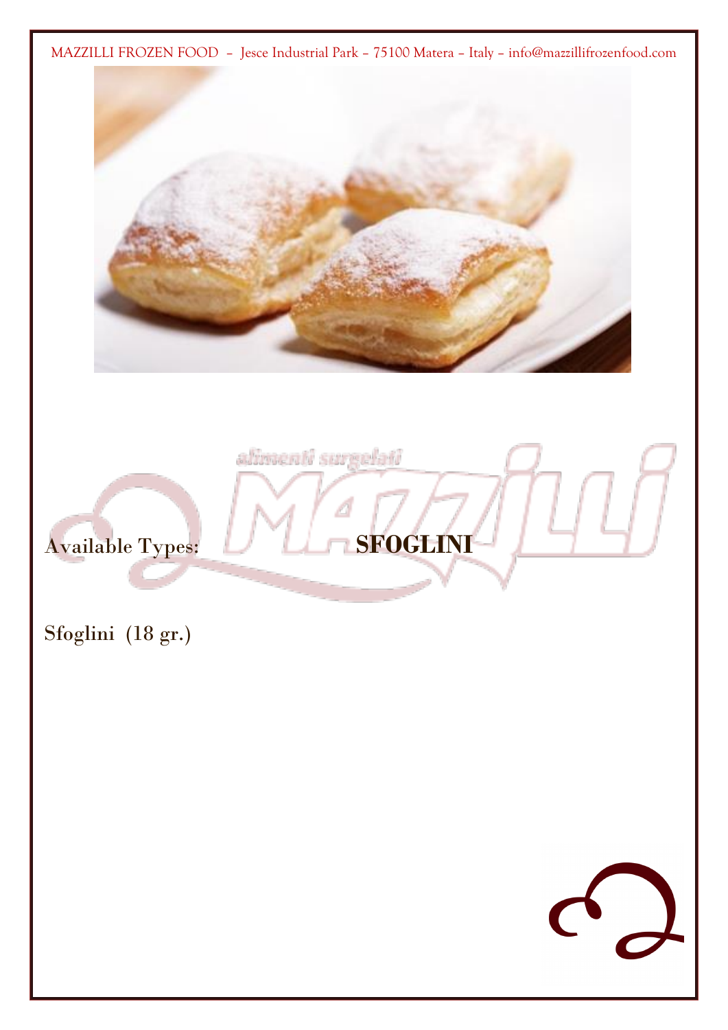MAZZILLI FROZEN FOOD – Jesce Industrial Park – 75100 Matera – Italy – info@mazzillifrozenfood.com

Available Types: **SFOGLINI**

Sfoglini (18 gr.)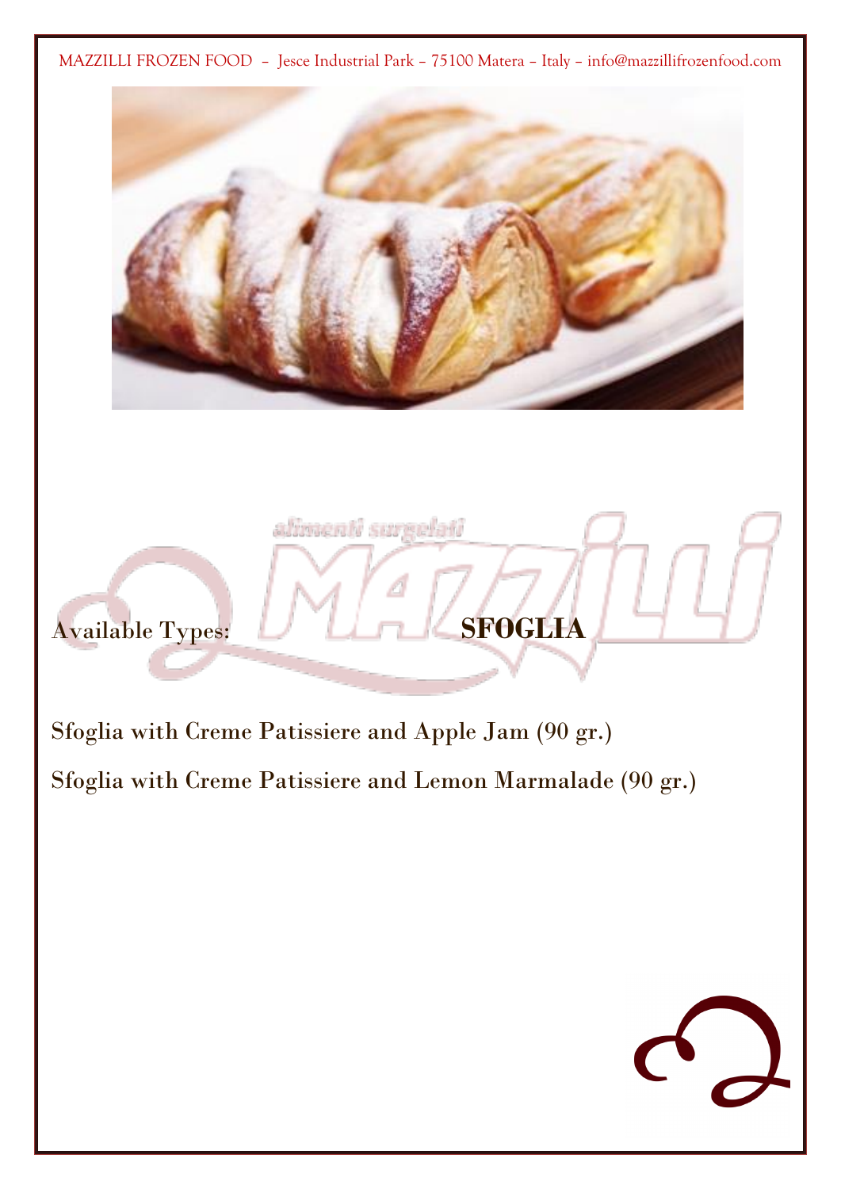Available Types: **SFOGLIA**

Sfoglia with Creme Patissiere and Apple Jam (90 gr.)

Sfoglia with Creme Patissiere and Lemon Marmalade (90 gr.)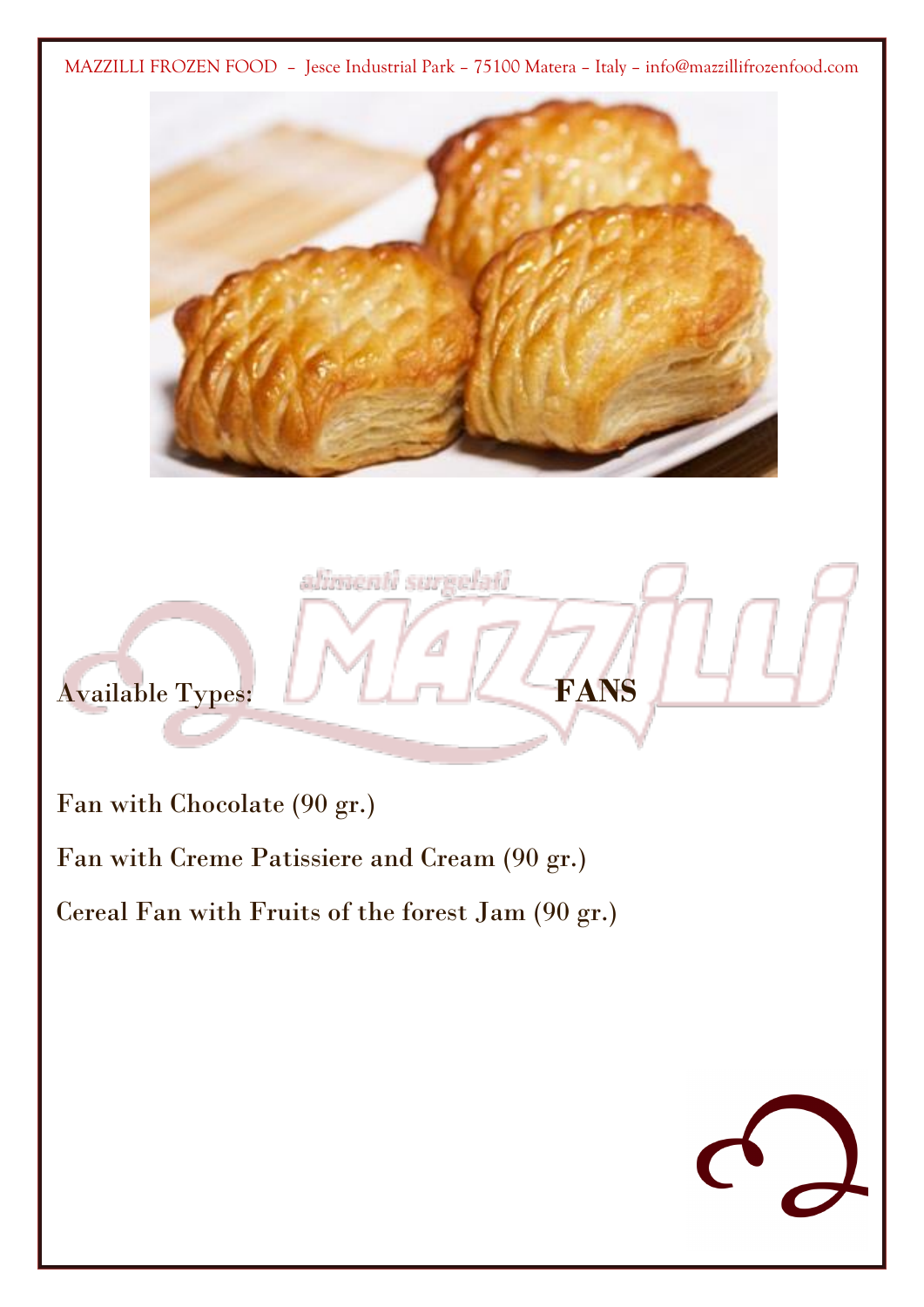MAZZILLI FROZEN FOOD – Jesce Industrial Park – 75100 Matera – Italy – info@mazzillifrozenfood.com

Available Types: **FANS**

Fan with Chocolate (90 gr.)

Fan with Creme Patissiere and Cream (90 gr.)

Cereal Fan with Fruits of the forest Jam (90 gr.)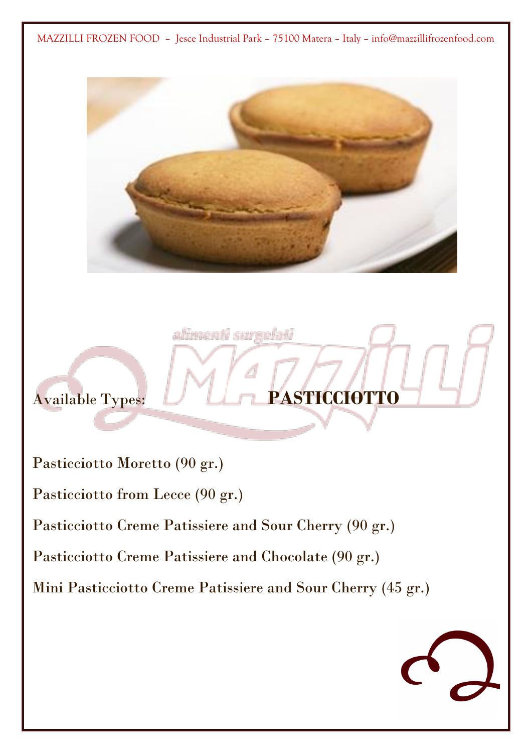Available Types: **PASTICCIOTTO**

Pasticciotto Moretto (90 gr.)

Pasticciotto from Lecce (90 gr.)

Pasticciotto Creme Patissiere and Sour Cherry (90 gr.)

Pasticciotto Creme Patissiere and Chocolate (90 gr.)

Mini Pasticciotto Creme Patissiere and Sour Cherry (45 gr.)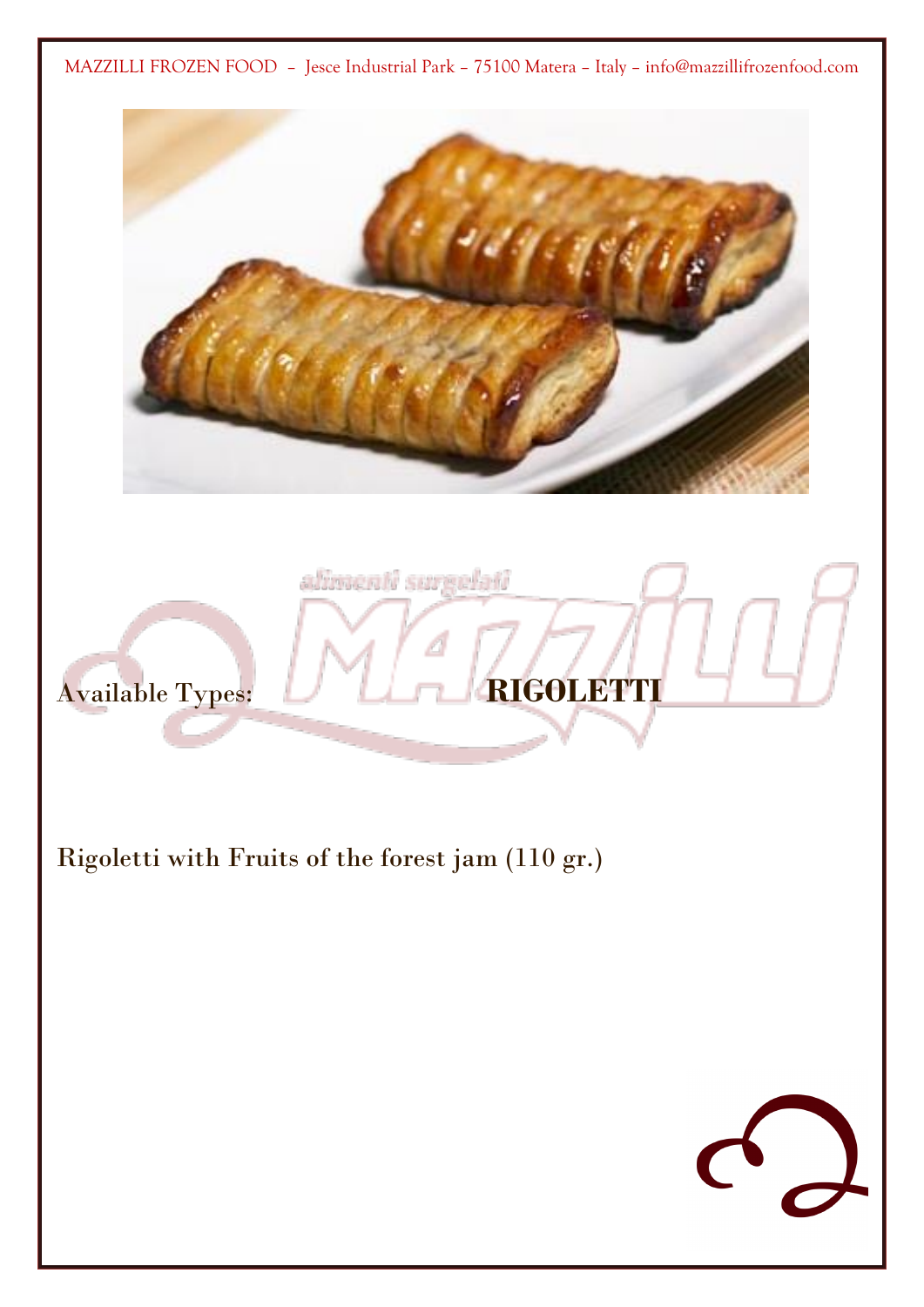MAZZILLI FROZEN FOOD – Jesce Industrial Park – 75100 Matera – Italy – info@mazzillifrozenfood.com

Available Types: **RIGOLETTI**

Rigoletti with Fruits of the forest jam (110 gr.)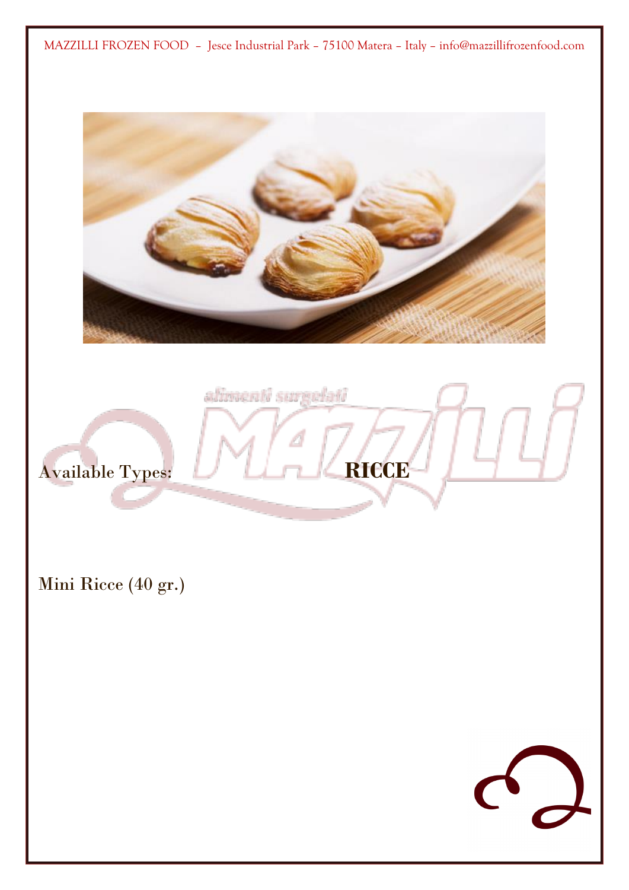Available Types: **RICCE**

Mini Ricce (40 gr.)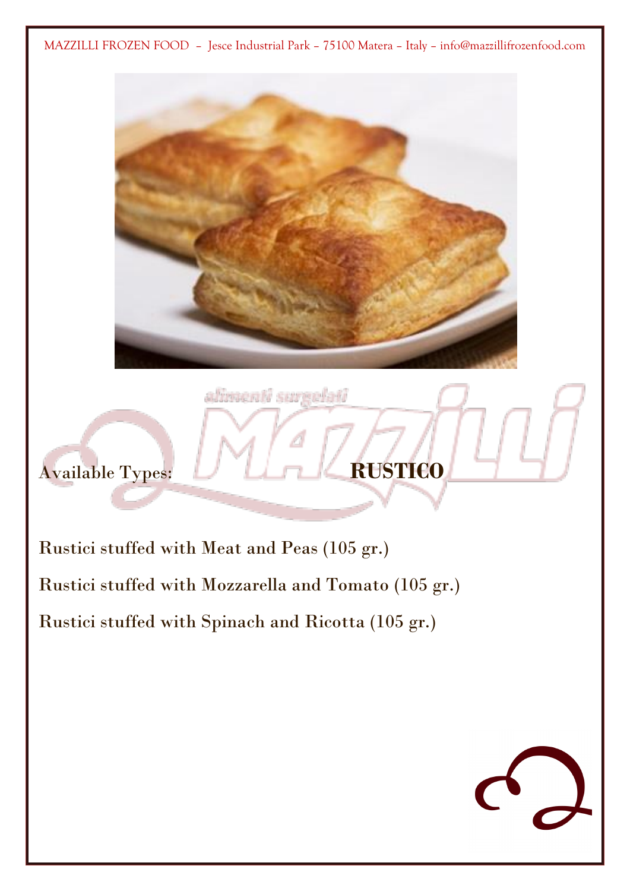Available Types: **RUSTICO**

Rustici stuffed with Meat and Peas (105 gr.)

Rustici stuffed with Mozzarella and Tomato (105 gr.)

Rustici stuffed with Spinach and Ricotta (105 gr.)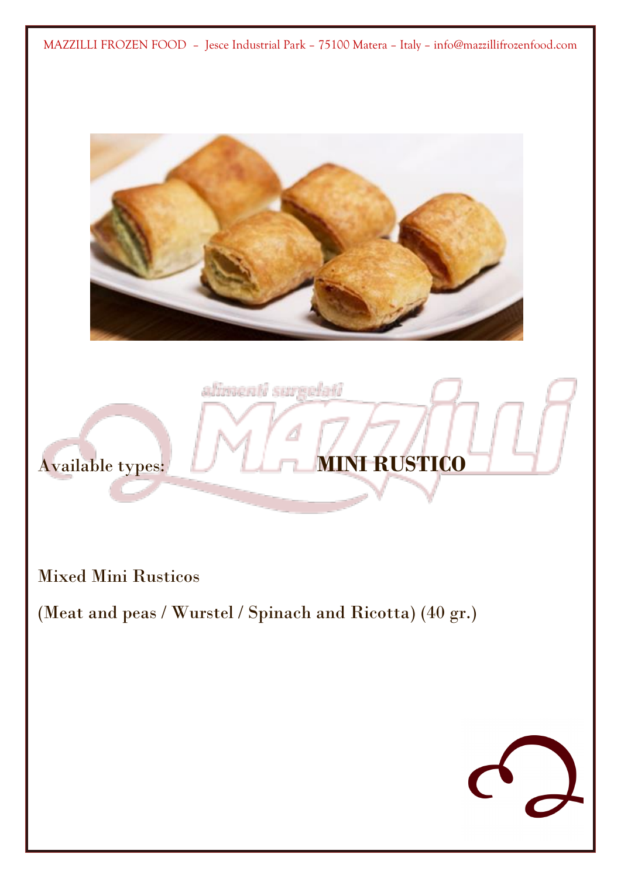Available types: **MINI RUSTICO**

Mixed Mini Rusticos

(Meat and peas / Wurstel / Spinach and Ricotta) (40 gr.)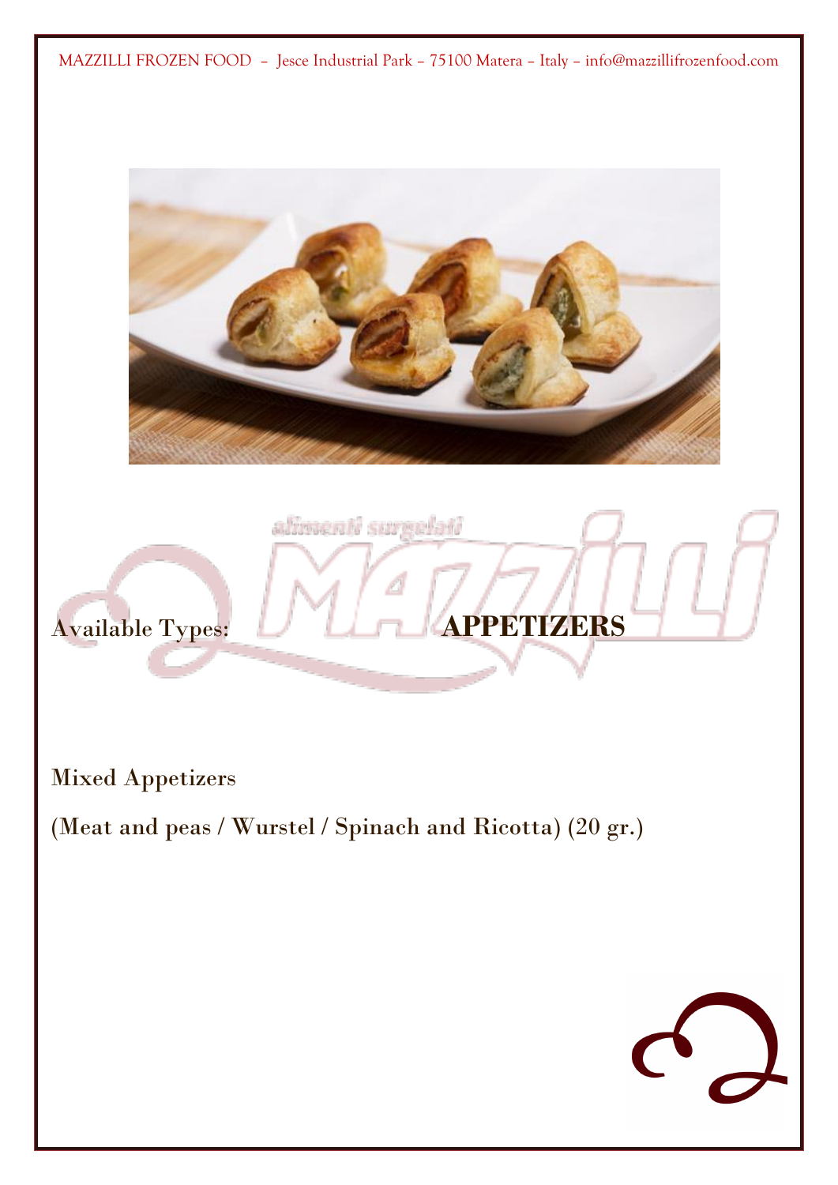MAZZILLI FROZEN FOOD – Jesce Industrial Park – 75100 Matera – Italy – info@mazzillifrozenfood.com

Available Types: **APPETIZERS**

Mixed Appetizers

(Meat and peas / Wurstel / Spinach and Ricotta) (20 gr.)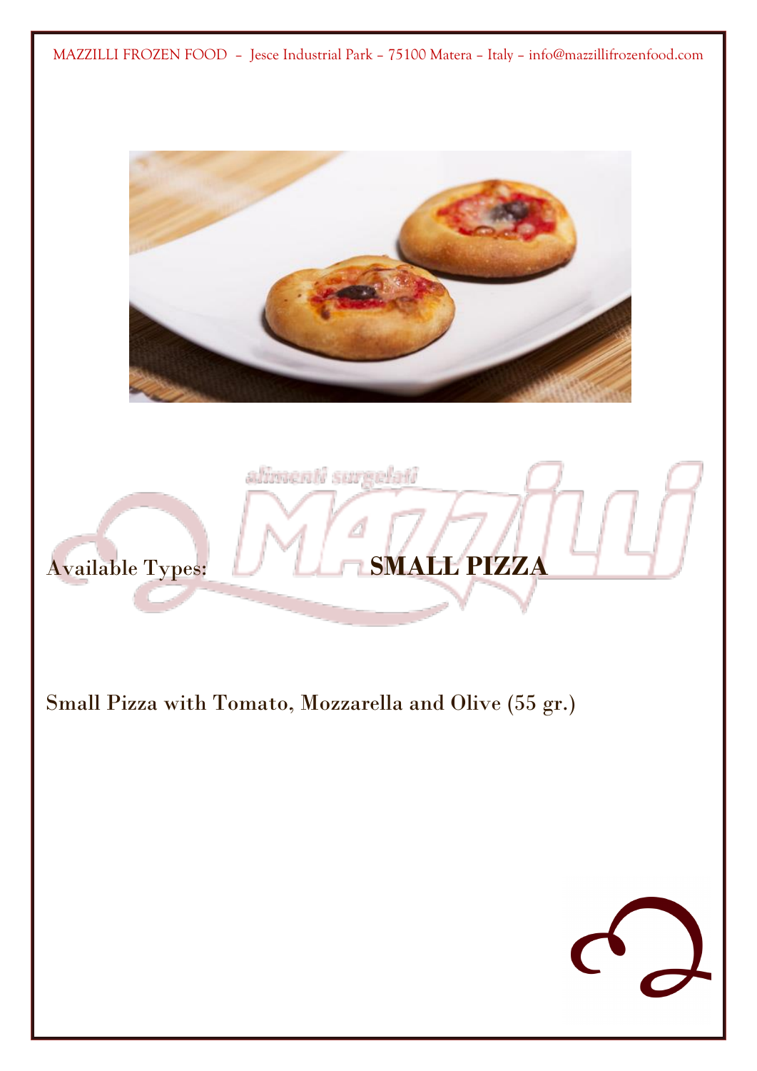Available Types: **SMALL PIZZA**

Small Pizza with Tomato, Mozzarella and Olive (55 gr.)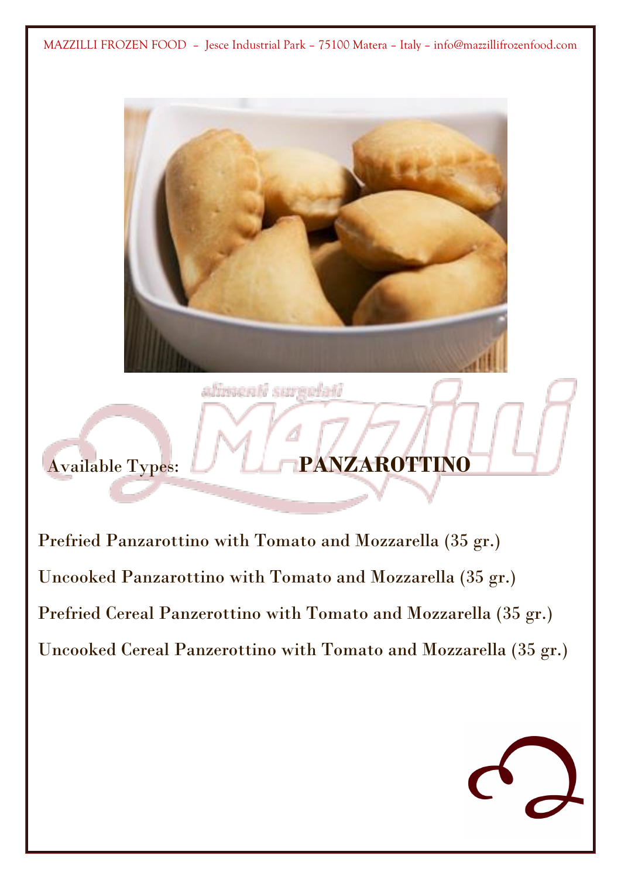Available Types: **PANZAROTTINO**

Prefried Panzarottino with Tomato and Mozzarella (35 gr.)

Uncooked Panzarottino with Tomato and Mozzarella (35 gr.)

Prefried Cereal Panzerottino with Tomato and Mozzarella (35 gr.)

Uncooked Cereal Panzerottino with Tomato and Mozzarella (35 gr.)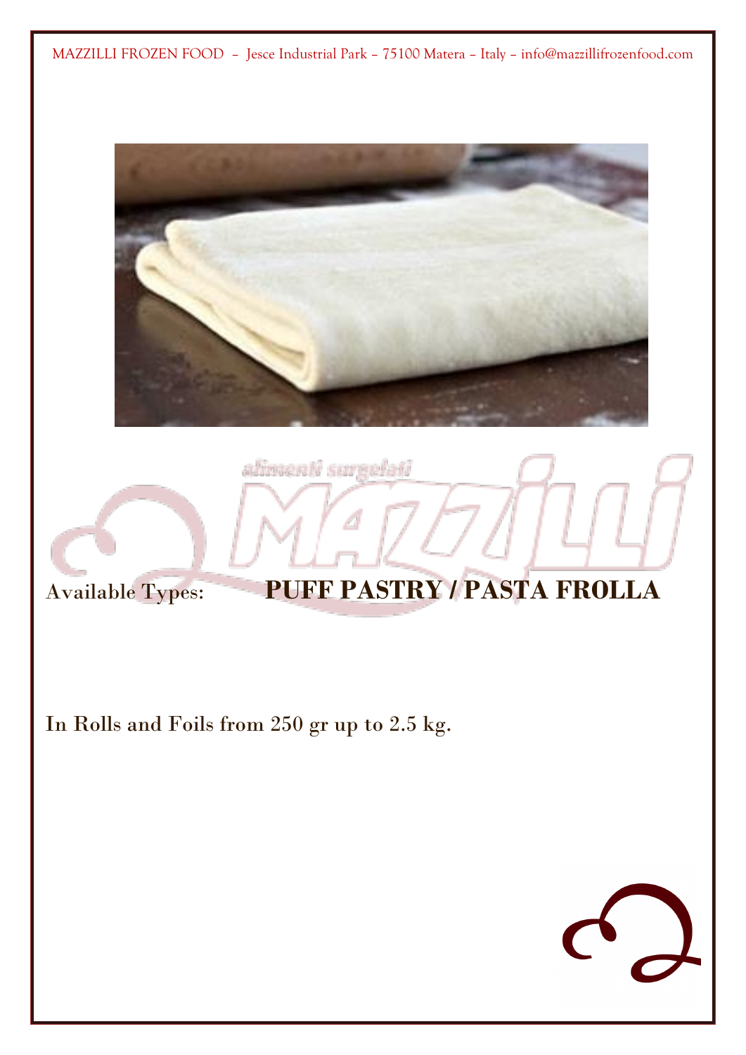Available Types: **PUFF PASTRY / PASTA FROLLA**

In Rolls and Foils from 250 gr up to 2.5 kg.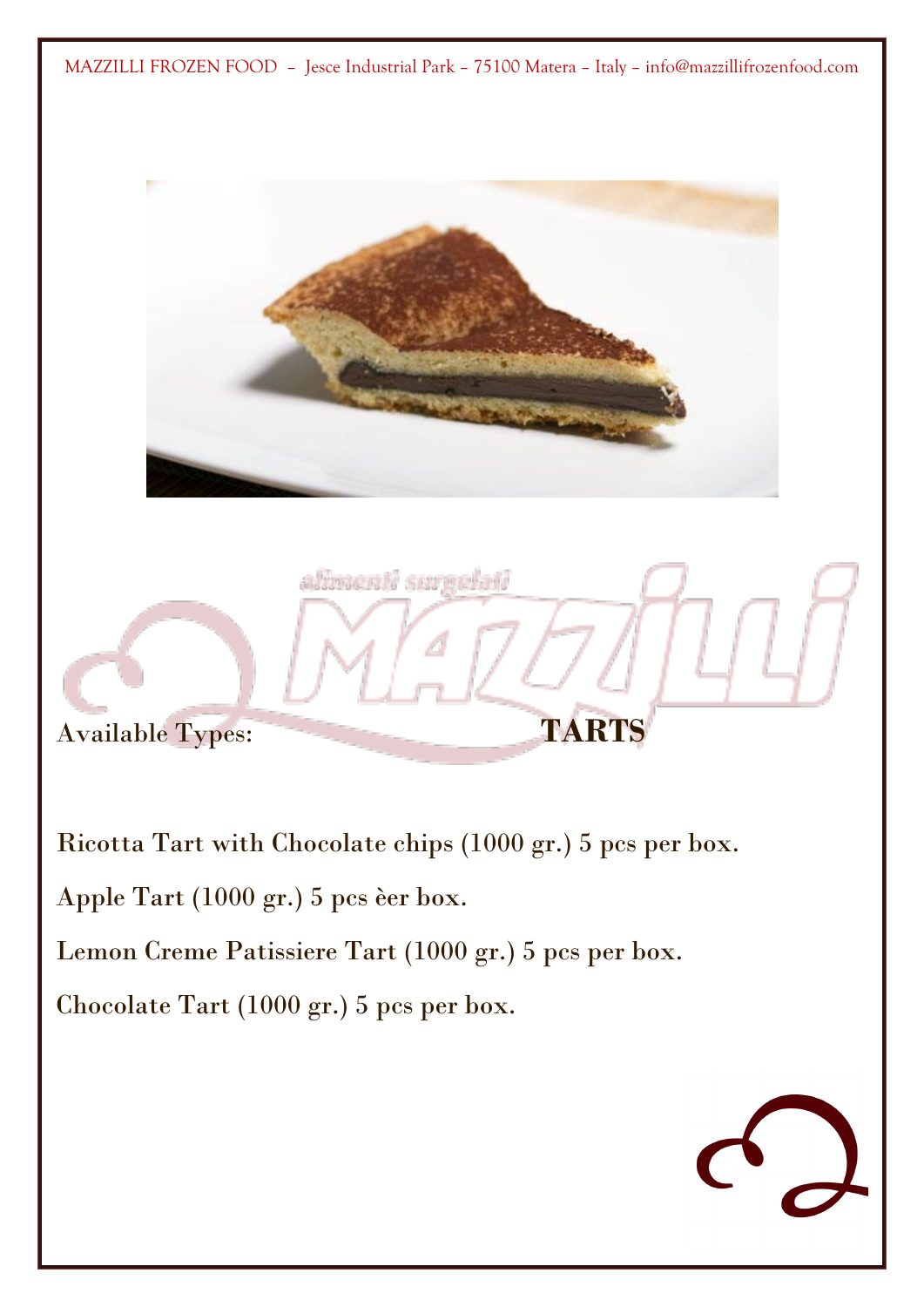Available Types: **TARTS**

Ricotta Tart with Chocolate chips (1000 gr.) 5 pcs per box.

Apple Tart (1000 gr.) 5 pcs èer box.

Lemon Creme Patissiere Tart (1000 gr.) 5 pcs per box.

Chocolate Tart (1000 gr.) 5 pcs per box.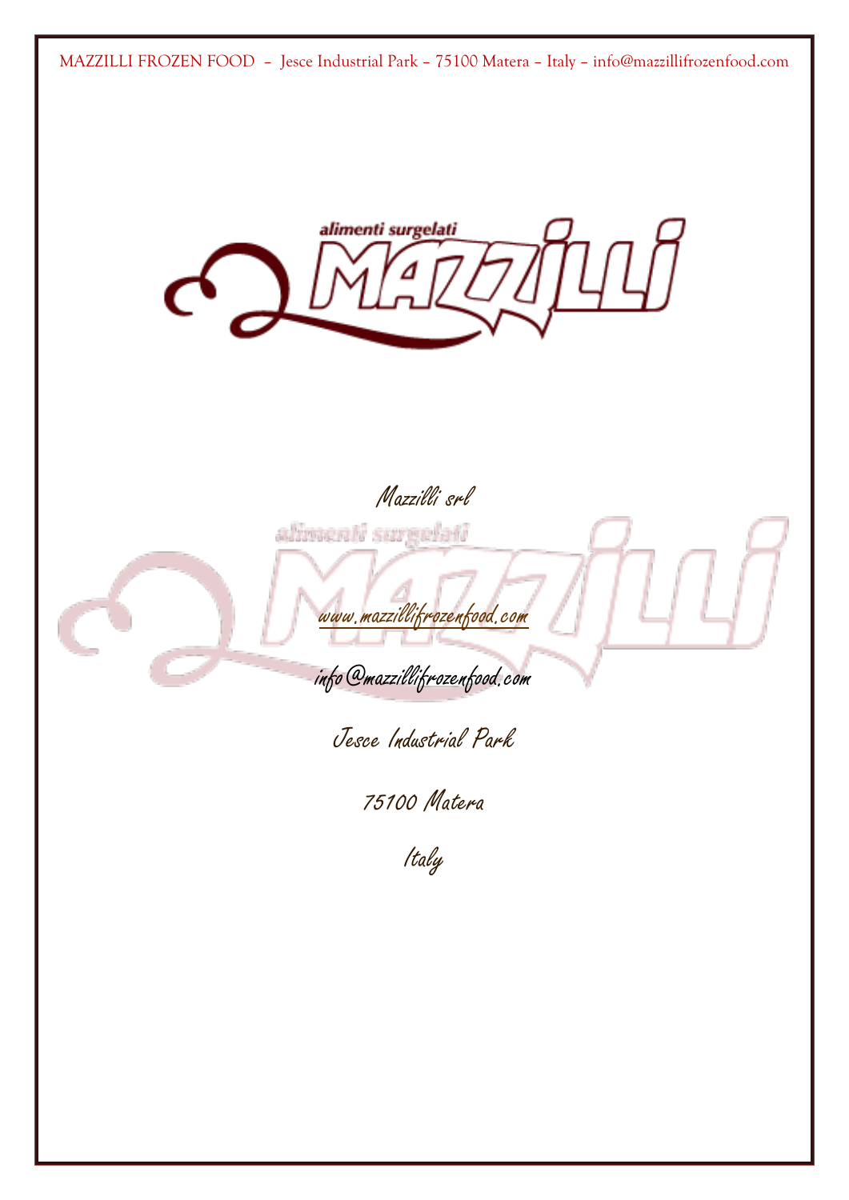Mazzilli srl

www.mazzillifrozenfood.com

info@mazzillifrozenfood.com

Jesce Industrial Park

75100 Matera

Italy